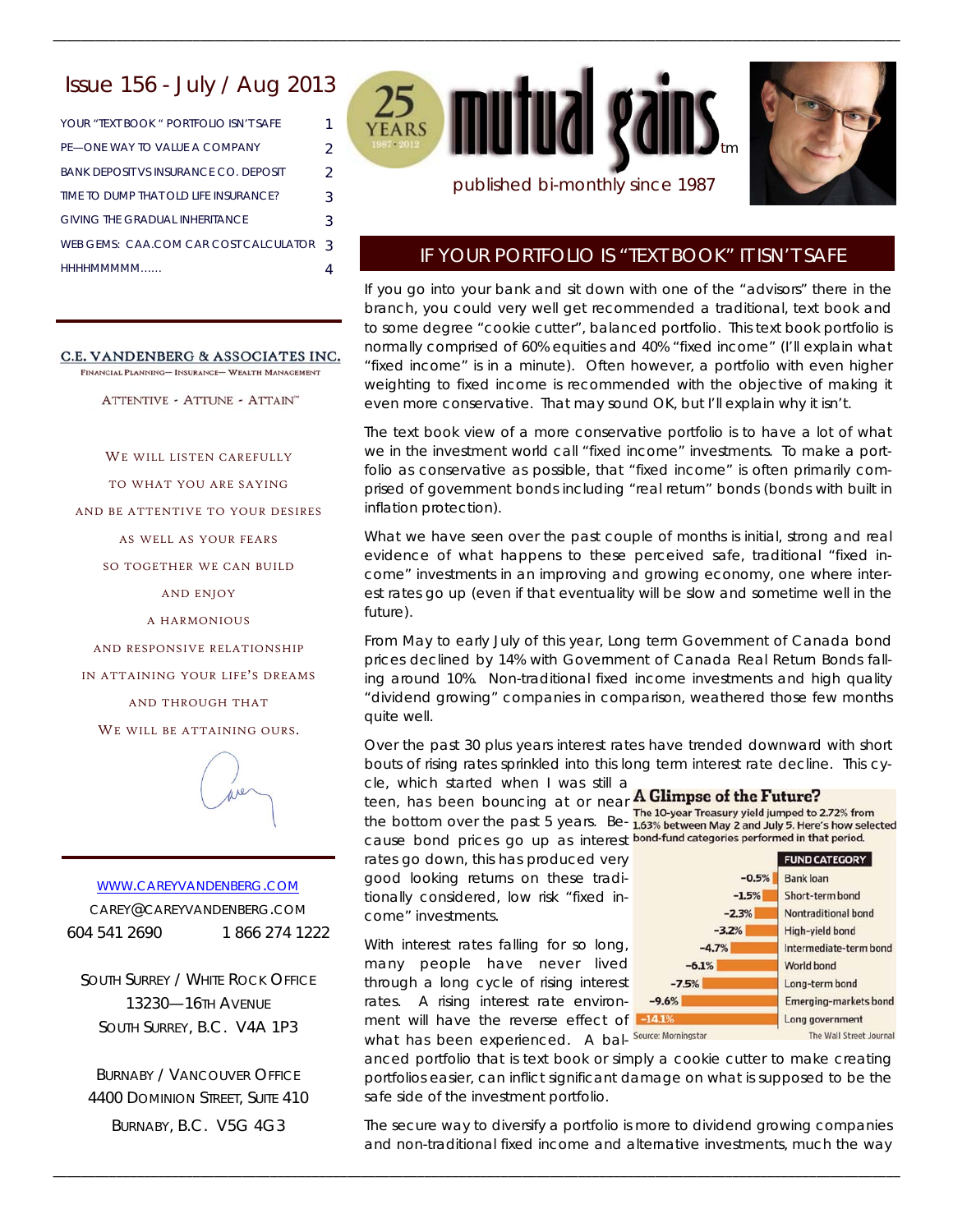# Issue 156 - July / Aug 2013

| | |
|---|---|
| YOUR "TEXT BOOK" PORTFOLIO ISN'T SAFE | 1 |
| PE—ONE WAY TO VALUE A COMPANY | 2 |
| BANK DEPOSIT VS INSURANCE CO. DEPOSIT | 2 |
| TIME TO DUMP THAT OLD LIFE INSURANCE? | 3 |
| GIVING THE GRADUAL INHERITANCE | 3 |
| WEB GEMS: CAA.COM CAR COST CALCULATOR | 3 |
| HHHHMMMMM...... | 4 |

**C.E. VANDENBERG & ASSOCIATES INC.**

FINANCIAL PLANNING— INSURANCE— WEALTH MANAGEMENT

ATTENTIVE - ATTUNE - ATTAIN™

WE WILL LISTEN CAREFULLY
TO WHAT YOU ARE SAYING
AND BE ATTENTIVE TO YOUR DESIRES
AS WELL AS YOUR FEARS
SO TOGETHER WE CAN BUILD
AND ENJOY
A HARMONIOUS
AND RESPONSIVE RELATIONSHIP
IN ATTAINING YOUR LIFE'S DREAMS
AND THROUGH THAT
WE WILL BE ATTAINING OURS.

WWW.CAREYVANDENBERG.COM
CAREY@CAREYVANDENBERG.COM
604 541 2690 1 866 274 1222

SOUTH SURREY / WHITE ROCK OFFICE
13230—16TH AVENUE
SOUTH SURREY, B.C. V4A 1P3

BURNABY / VANCOUVER OFFICE
4400 DOMINION STREET, SUITE 410
BURNABY, B.C. V5G 4G3

25 YEARS 1987 - 2012

# mutual gains™

published bi-monthly since 1987

## IF YOUR PORTFOLIO IS "TEXT BOOK" IT ISN'T SAFE

If you go into your bank and sit down with one of the "advisors" there in the branch, you could very well get recommended a traditional, text book and to some degree "cookie cutter", balanced portfolio. This text book portfolio is normally comprised of 60% equities and 40% "fixed income" (I'll explain what "fixed income" is in a minute). Often however, a portfolio with even higher weighting to fixed income is recommended with the objective of making it even more conservative. That may sound OK, but I'll explain why it isn't.

The text book view of a more conservative portfolio is to have a lot of what we in the investment world call "fixed income" investments. To make a portfolio as conservative as possible, that "fixed income" is often primarily comprised of government bonds including "real return" bonds (bonds with built in inflation protection).

What we have seen over the past couple of months is initial, strong and real evidence of what happens to these perceived safe, traditional "fixed income" investments in an improving and growing economy, one where interest rates go up (even if that eventuality will be slow and sometime well in the future).

From May to early July of this year, Long term Government of Canada bond prices declined by 14% with Government of Canada Real Return Bonds falling around 10%. Non-traditional fixed income investments and high quality "dividend growing" companies in comparison, weathered those few months quite well.

Over the past 30 plus years interest rates have trended downward with short bouts of rising rates sprinkled into this long term interest rate decline. This cycle, which started when I was still a teen, has been bouncing at or near the bottom over the past 5 years. Because bond prices go up as interest rates go down, this has produced very good looking returns on these traditionally considered, low risk "fixed income" investments.

**A Glimpse of the Future?**

The 10-year Treasury yield jumped to 2.72% from 1.63% between May 2 and July 5. Here's how selected bond-fund categories performed in that period.

| Return | FUND CATEGORY |
|---|---|
| -0.5% | Bank loan |
| -1.5% | Short-term bond |
| -2.3% | Nontraditional bond |
| -3.2% | High-yield bond |
| -4.7% | Intermediate-term bond |
| -6.1% | World bond |
| -7.5% | Long-term bond |
| -9.6% | Emerging-markets bond |
| -14.1% | Long government |

Source: Morningstar — The Wall Street Journal

With interest rates falling for so long, many people have never lived through a long cycle of rising interest rates. A rising interest rate environment will have the reverse effect of what has been experienced. A balanced portfolio that is text book or simply a cookie cutter to make creating portfolios easier, can inflict significant damage on what is supposed to be the safe side of the investment portfolio.

The secure way to diversify a portfolio is more to dividend growing companies and non-traditional fixed income and alternative investments, much the way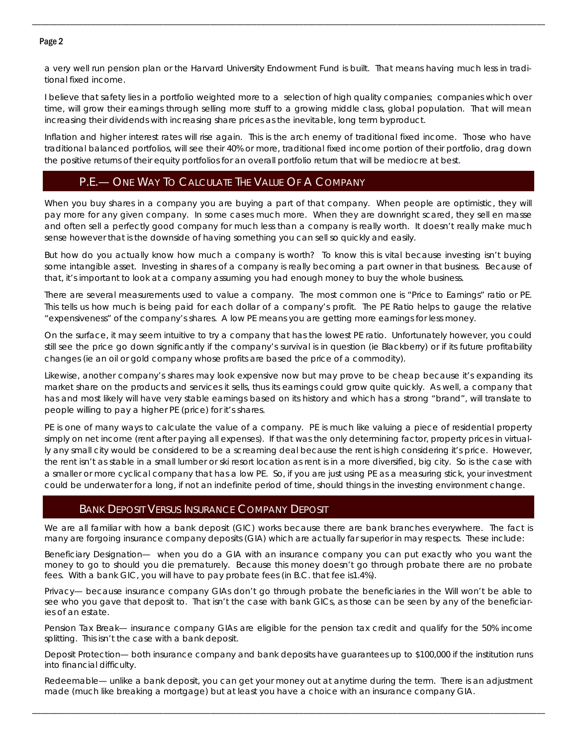a very well run pension plan or the Harvard University Endowment Fund is built. That means having much less in traditional fixed income.

I believe that safety lies in a portfolio weighted more to a selection of high quality companies; companies which over time, will grow their earnings through selling more stuff to a growing middle class, global population. That will mean increasing their dividends with increasing share prices as the inevitable, long term byproduct.

Inflation and higher interest rates will rise again. This is the arch enemy of traditional fixed income. Those who have traditional balanced portfolios, will see their 40% or more, traditional fixed income portion of their portfolio, drag down the positive returns of their equity portfolios for an overall portfolio return that will be mediocre at best.

## P.E.— One Way To Calculate The Value Of A Company

When you buy shares in a company you are buying a part of that company. When people are optimistic, they will pay more for any given company. In some cases much more. When they are downright scared, they sell en masse and often sell a perfectly good company for much less than a company is really worth. It doesn't really make much sense however that is the downside of having something you can sell so quickly and easily.

But how do you actually know how much a company is worth? To know this is vital because investing isn't buying some intangible asset. Investing in shares of a company is really becoming a part owner in that business. Because of that, it's important to look at a company assuming you had enough money to buy the whole business.

There are several measurements used to value a company. The most common one is "Price to Earnings" ratio or PE. This tells us how much is being paid for each dollar of a company's profit. The PE Ratio helps to gauge the relative "expensiveness" of the company's shares. A low PE means you are getting more earnings for less money.

On the surface, it may seem intuitive to try a company that has the lowest PE ratio. Unfortunately however, you could still see the price go down significantly if the company's survival is in question (ie Blackberry) or if its future profitability changes (ie an oil or gold company whose profits are based the price of a commodity).

Likewise, another company's shares may look expensive now but may prove to be cheap because it's expanding its market share on the products and services it sells, thus its earnings could grow quite quickly. As well, a company that has and most likely will have very stable earnings based on its history and which has a strong "brand", will translate to people willing to pay a higher PE (price) for it's shares.

PE is one of many ways to calculate the value of a company. PE is much like valuing a piece of residential property simply on net income (rent after paying all expenses). If that was the only determining factor, property prices in virtually any small city would be considered to be a screaming deal because the rent is high considering it's price. However, the rent isn't as stable in a small lumber or ski resort location as rent is in a more diversified, big city. So is the case with a smaller or more cyclical company that has a low PE. So, if you are just using PE as a measuring stick, your investment could be underwater for a long, if not an indefinite period of time, should things in the investing environment change.

## Bank Deposit Versus Insurance Company Deposit

We are all familiar with how a bank deposit (GIC) works because there are bank branches everywhere. The fact is many are forgoing insurance company deposits (GIA) which are actually far superior in may respects. These include:

Beneficiary Designation— when you do a GIA with an insurance company you can put exactly who you want the money to go to should you die prematurely. Because this money doesn't go through probate there are no probate fees. With a bank GIC, you will have to pay probate fees (in B.C. that fee is1.4%).

Privacy— because insurance company GIAs don't go through probate the beneficiaries in the Will won't be able to see who you gave that deposit to. That isn't the case with bank GICs, as those can be seen by any of the beneficiaries of an estate.

Pension Tax Break— insurance company GIAs are eligible for the pension tax credit and qualify for the 50% income splitting. This isn't the case with a bank deposit.

Deposit Protection— both insurance company and bank deposits have guarantees up to $100,000 if the institution runs into financial difficulty.

Redeemable— unlike a bank deposit, you can get your money out at anytime during the term. There is an adjustment made (much like breaking a mortgage) but at least you have a choice with an insurance company GIA.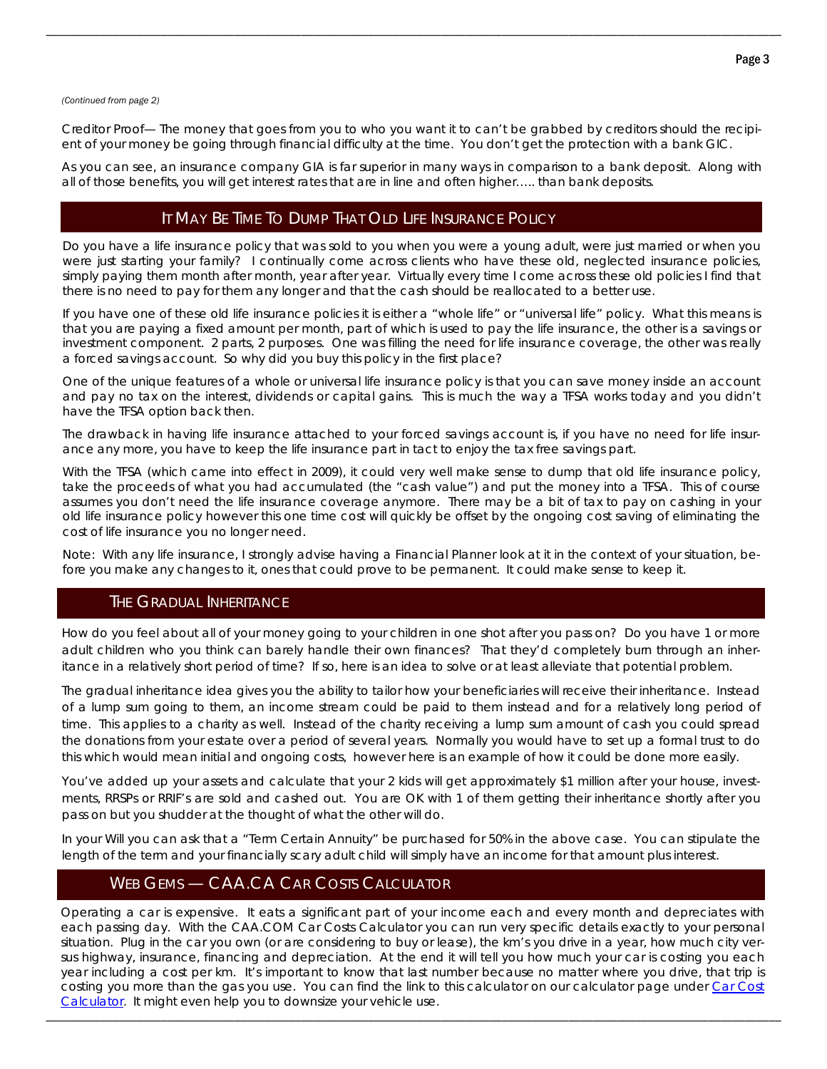*(Continued from page 2)*

Creditor Proof— The money that goes from you to who you want it to can't be grabbed by creditors should the recipient of your money be going through financial difficulty at the time. You don't get the protection with a bank GIC.

As you can see, an insurance company GIA is far superior in many ways in comparison to a bank deposit. Along with all of those benefits, you will get interest rates that are in line and often higher….. than bank deposits.

## It May Be Time To Dump That Old Life Insurance Policy

Do you have a life insurance policy that was sold to you when you were a young adult, were just married or when you were just starting your family? I continually come across clients who have these old, neglected insurance policies, simply paying them month after month, year after year. Virtually every time I come across these old policies I find that there is no need to pay for them any longer and that the cash should be reallocated to a better use.

If you have one of these old life insurance policies it is either a "whole life" or "universal life" policy. What this means is that you are paying a fixed amount per month, part of which is used to pay the life insurance, the other is a savings or investment component. 2 parts, 2 purposes. One was filling the need for life insurance coverage, the other was really a forced savings account. So why did you buy this policy in the first place?

One of the unique features of a whole or universal life insurance policy is that you can save money inside an account and pay no tax on the interest, dividends or capital gains. This is much the way a TFSA works today and you didn't have the TFSA option back then.

The drawback in having life insurance attached to your forced savings account is, if you have no need for life insurance any more, you have to keep the life insurance part in tact to enjoy the tax free savings part.

With the TFSA (which came into effect in 2009), it could very well make sense to dump that old life insurance policy, take the proceeds of what you had accumulated (the "cash value") and put the money into a TFSA. This of course assumes you don't need the life insurance coverage anymore. There may be a bit of tax to pay on cashing in your old life insurance policy however this one time cost will quickly be offset by the ongoing cost saving of eliminating the cost of life insurance you no longer need.

Note: With any life insurance, I strongly advise having a Financial Planner look at it in the context of your situation, before you make any changes to it, ones that could prove to be permanent. It could make sense to keep it.

## The Gradual Inheritance

How do you feel about all of your money going to your children in one shot after you pass on? Do you have 1 or more adult children who you think can barely handle their own finances? That they'd completely burn through an inheritance in a relatively short period of time? If so, here is an idea to solve or at least alleviate that potential problem.

The gradual inheritance idea gives you the ability to tailor how your beneficiaries will receive their inheritance. Instead of a lump sum going to them, an income stream could be paid to them instead and for a relatively long period of time. This applies to a charity as well. Instead of the charity receiving a lump sum amount of cash you could spread the donations from your estate over a period of several years. Normally you would have to set up a formal trust to do this which would mean initial and ongoing costs, however here is an example of how it could be done more easily.

You've added up your assets and calculate that your 2 kids will get approximately $1 million after your house, investments, RRSPs or RRIF's are sold and cashed out. You are OK with 1 of them getting their inheritance shortly after you pass on but you shudder at the thought of what the other will do.

In your Will you can ask that a "Term Certain Annuity" be purchased for 50% in the above case. You can stipulate the length of the term and your financially scary adult child will simply have an income for that amount plus interest.

## Web Gems — CAA.CA Car Costs Calculator

Operating a car is expensive. It eats a significant part of your income each and every month and depreciates with each passing day. With the CAA.COM Car Costs Calculator you can run very specific details exactly to your personal situation. Plug in the car you own (or are considering to buy or lease), the km's you drive in a year, how much city versus highway, insurance, financing and depreciation. At the end it will tell you how much your car is costing you each year including a cost per km. It's important to know that last number because no matter where you drive, that trip is costing you more than the gas you use. You can find the link to this calculator on our calculator page under Car Cost Calculator. It might even help you to downsize your vehicle use.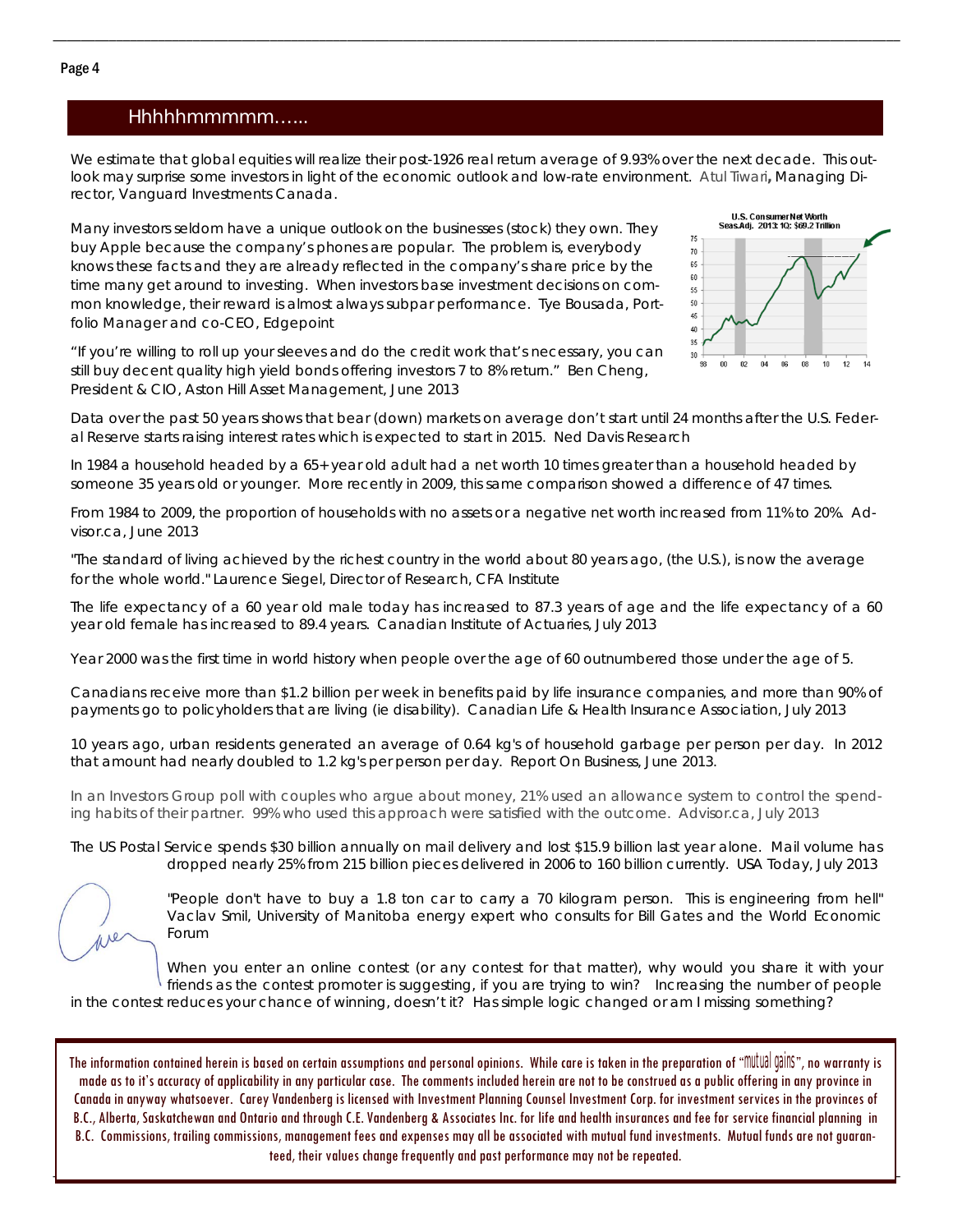## Hhhhhmmmmm…...

We estimate that global equities will realize their post-1926 real return average of 9.93% over the next decade. This outlook may surprise some investors in light of the economic outlook and low-rate environment. Atul Tiwari**,** Managing Director, Vanguard Investments Canada.

Many investors seldom have a unique outlook on the businesses (stock) they own. They buy Apple because the company's phones are popular. The problem is, everybody knows these facts and they are already reflected in the company's share price by the time many get around to investing. When investors base investment decisions on common knowledge, their reward is almost always subpar performance. Tye Bousada, Portfolio Manager and co-CEO, Edgepoint

U.S. Consumer Net Worth
Seas.Adj. 2013: 1Q: $69.2 Trillion

75
70
65
60
55
50
45
40
35
30

98 00 02 04 06 08 10 12 14

"If you're willing to roll up your sleeves and do the credit work that's necessary, you can still buy decent quality high yield bonds offering investors 7 to 8% return." Ben Cheng, President & CIO, Aston Hill Asset Management, June 2013

Data over the past 50 years shows that bear (down) markets on average don't start until 24 months after the U.S. Federal Reserve starts raising interest rates which is expected to start in 2015. Ned Davis Research

In 1984 a household headed by a 65+ year old adult had a net worth 10 times greater than a household headed by someone 35 years old or younger. More recently in 2009, this same comparison showed a difference of 47 times.

From 1984 to 2009, the proportion of households with no assets or a negative net worth increased from 11% to 20%. Advisor.ca, June 2013

"The standard of living achieved by the richest country in the world about 80 years ago, (the U.S.), is now the average for the whole world." Laurence Siegel, Director of Research, CFA Institute

The life expectancy of a 60 year old male today has increased to 87.3 years of age and the life expectancy of a 60 year old female has increased to 89.4 years. Canadian Institute of Actuaries, July 2013

Year 2000 was the first time in world history when people over the age of 60 outnumbered those under the age of 5.

Canadians receive more than $1.2 billion per week in benefits paid by life insurance companies, and more than 90% of payments go to policyholders that are living (ie disability). Canadian Life & Health Insurance Association, July 2013

10 years ago, urban residents generated an average of 0.64 kg's of household garbage per person per day. In 2012 that amount had nearly doubled to 1.2 kg's per person per day. Report On Business, June 2013.

In an Investors Group poll with couples who argue about money, 21% used an allowance system to control the spending habits of their partner. 99% who used this approach were satisfied with the outcome. Advisor.ca, July 2013

The US Postal Service spends $30 billion annually on mail delivery and lost $15.9 billion last year alone. Mail volume has dropped nearly 25% from 215 billion pieces delivered in 2006 to 160 billion currently. USA Today, July 2013

"People don't have to buy a 1.8 ton car to carry a 70 kilogram person. This is engineering from hell" Vaclav Smil, University of Manitoba energy expert who consults for Bill Gates and the World Economic Forum

When you enter an online contest (or any contest for that matter), why would you share it with your friends as the contest promoter is suggesting, if you are trying to win? Increasing the number of people in the contest reduces your chance of winning, doesn't it? Has simple logic changed or am I missing something?

The information contained herein is based on certain assumptions and personal opinions. While care is taken in the preparation of "mutual gains", no warranty is made as to it's accuracy of applicability in any particular case. The comments included herein are not to be construed as a public offering in any province in Canada in anyway whatsoever. Carey Vandenberg is licensed with Investment Planning Counsel Investment Corp. for investment services in the provinces of B.C., Alberta, Saskatchewan and Ontario and through C.E. Vandenberg & Associates Inc. for life and health insurances and fee for service financial planning in B.C. Commissions, trailing commissions, management fees and expenses may all be associated with mutual fund investments. Mutual funds are not guaranteed, their values change frequently and past performance may not be repeated.